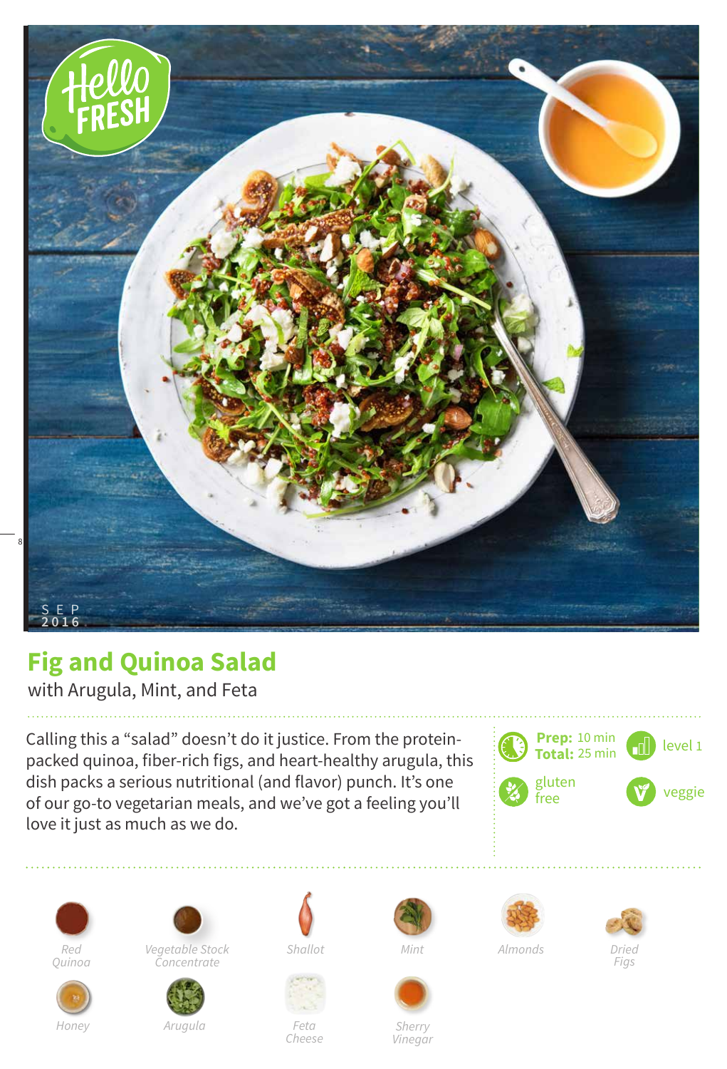# Fig and Quinoa Salad

with Arugula, Mint, and Feta

Calling this a "salad" doesn't do it justice. From the protein-packed quinoa, fiber-rich figs, and heart-healthy arugula, this dish packs a serious nutritional (and flavor) punch. It's one of our go-to vegetarian meals, and we've got a feeling you'll love it just as much as we do.

**Prep:** 10 min
**Total:** 25 min

level 1

gluten free

veggie

*Red Quinoa*

*Vegetable Stock Concentrate*

*Shallot*

*Mint*

*Almonds*

*Dried Figs*

*Honey*

*Arugula*

*Feta Cheese*

*Sherry Vinegar*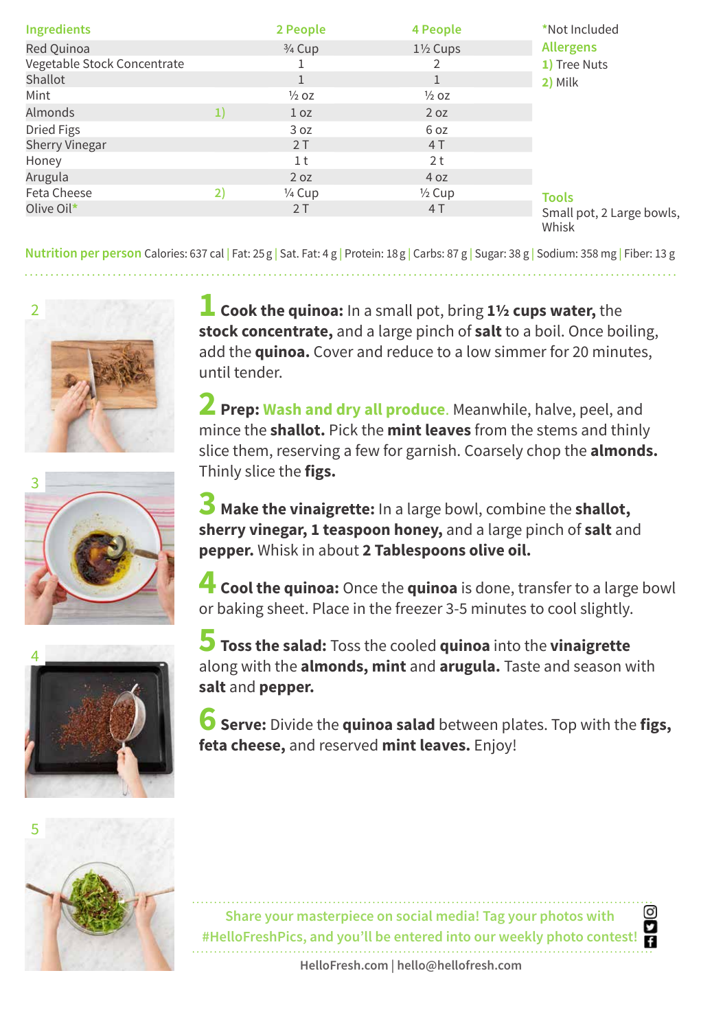| Ingredients | | 2 People | 4 People |
|---|---|---|---|
| Red Quinoa | | ¾ Cup | 1½ Cups |
| Vegetable Stock Concentrate | | 1 | 2 |
| Shallot | | 1 | 1 |
| Mint | | ½ oz | ½ oz |
| Almonds | 1) | 1 oz | 2 oz |
| Dried Figs | | 3 oz | 6 oz |
| Sherry Vinegar | | 2 T | 4 T |
| Honey | | 1 t | 2 t |
| Arugula | | 2 oz | 4 oz |
| Feta Cheese | 2) | ¼ Cup | ½ Cup |
| Olive Oil* | | 2 T | 4 T |

*Not Included

**Allergens**
1) Tree Nuts
2) Milk

**Tools**
Small pot, 2 Large bowls, Whisk

**Nutrition per person** Calories: 637 cal | Fat: 25 g | Sat. Fat: 4 g | Protein: 18 g | Carbs: 87 g | Sugar: 38 g | Sodium: 358 mg | Fiber: 13 g

2

3

4

5

**1 Cook the quinoa:** In a small pot, bring **1½ cups water,** the **stock concentrate,** and a large pinch of **salt** to a boil. Once boiling, add the **quinoa.** Cover and reduce to a low simmer for 20 minutes, until tender.

**2 Prep:** **Wash and dry all produce.** Meanwhile, halve, peel, and mince the **shallot.** Pick the **mint leaves** from the stems and thinly slice them, reserving a few for garnish. Coarsely chop the **almonds.** Thinly slice the **figs.**

**3 Make the vinaigrette:** In a large bowl, combine the **shallot, sherry vinegar, 1 teaspoon honey,** and a large pinch of **salt** and **pepper.** Whisk in about **2 Tablespoons olive oil.**

**4 Cool the quinoa:** Once the **quinoa** is done, transfer to a large bowl or baking sheet. Place in the freezer 3-5 minutes to cool slightly.

**5 Toss the salad:** Toss the cooled **quinoa** into the **vinaigrette** along with the **almonds, mint** and **arugula.** Taste and season with **salt** and **pepper.**

**6 Serve:** Divide the **quinoa salad** between plates. Top with the **figs, feta cheese,** and reserved **mint leaves.** Enjoy!

Share your masterpiece on social media! Tag your photos with #HelloFreshPics, and you'll be entered into our weekly photo contest!

HelloFresh.com | hello@hellofresh.com